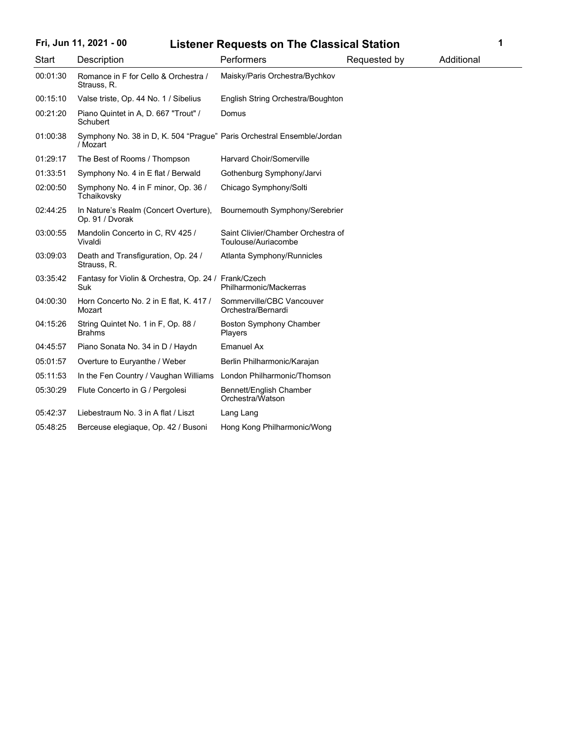# Listener Requests on The Classical Station

Fri, Jun 11, 2021 - 00

| Start | Description | Performers | Requested by | Additional |
|---|---|---|---|---|
| 00:01:30 | Romance in F for Cello & Orchestra / Strauss, R. | Maisky/Paris Orchestra/Bychkov | | |
| 00:15:10 | Valse triste, Op. 44 No. 1 / Sibelius | English String Orchestra/Boughton | | |
| 00:21:20 | Piano Quintet in A, D. 667 "Trout" / Schubert | Domus | | |
| 01:00:38 | Symphony No. 38 in D, K. 504 “Prague” / Mozart | Paris Orchestral Ensemble/Jordan | | |
| 01:29:17 | The Best of Rooms / Thompson | Harvard Choir/Somerville | | |
| 01:33:51 | Symphony No. 4 in E flat / Berwald | Gothenburg Symphony/Jarvi | | |
| 02:00:50 | Symphony No. 4 in F minor, Op. 36 / Tchaikovsky | Chicago Symphony/Solti | | |
| 02:44:25 | In Nature’s Realm (Concert Overture), Op. 91 / Dvorak | Bournemouth Symphony/Serebrier | | |
| 03:00:55 | Mandolin Concerto in C, RV 425 / Vivaldi | Saint Clivier/Chamber Orchestra of Toulouse/Auriacombe | | |
| 03:09:03 | Death and Transfiguration, Op. 24 / Strauss, R. | Atlanta Symphony/Runnicles | | |
| 03:35:42 | Fantasy for Violin & Orchestra, Op. 24 / Suk | Frank/Czech Philharmonic/Mackerras | | |
| 04:00:30 | Horn Concerto No. 2 in E flat, K. 417 / Mozart | Sommerville/CBC Vancouver Orchestra/Bernardi | | |
| 04:15:26 | String Quintet No. 1 in F, Op. 88 / Brahms | Boston Symphony Chamber Players | | |
| 04:45:57 | Piano Sonata No. 34 in D / Haydn | Emanuel Ax | | |
| 05:01:57 | Overture to Euryanthe / Weber | Berlin Philharmonic/Karajan | | |
| 05:11:53 | In the Fen Country / Vaughan Williams | London Philharmonic/Thomson | | |
| 05:30:29 | Flute Concerto in G / Pergolesi | Bennett/English Chamber Orchestra/Watson | | |
| 05:42:37 | Liebestraum No. 3 in A flat / Liszt | Lang Lang | | |
| 05:48:25 | Berceuse elegiaque, Op. 42 / Busoni | Hong Kong Philharmonic/Wong | | |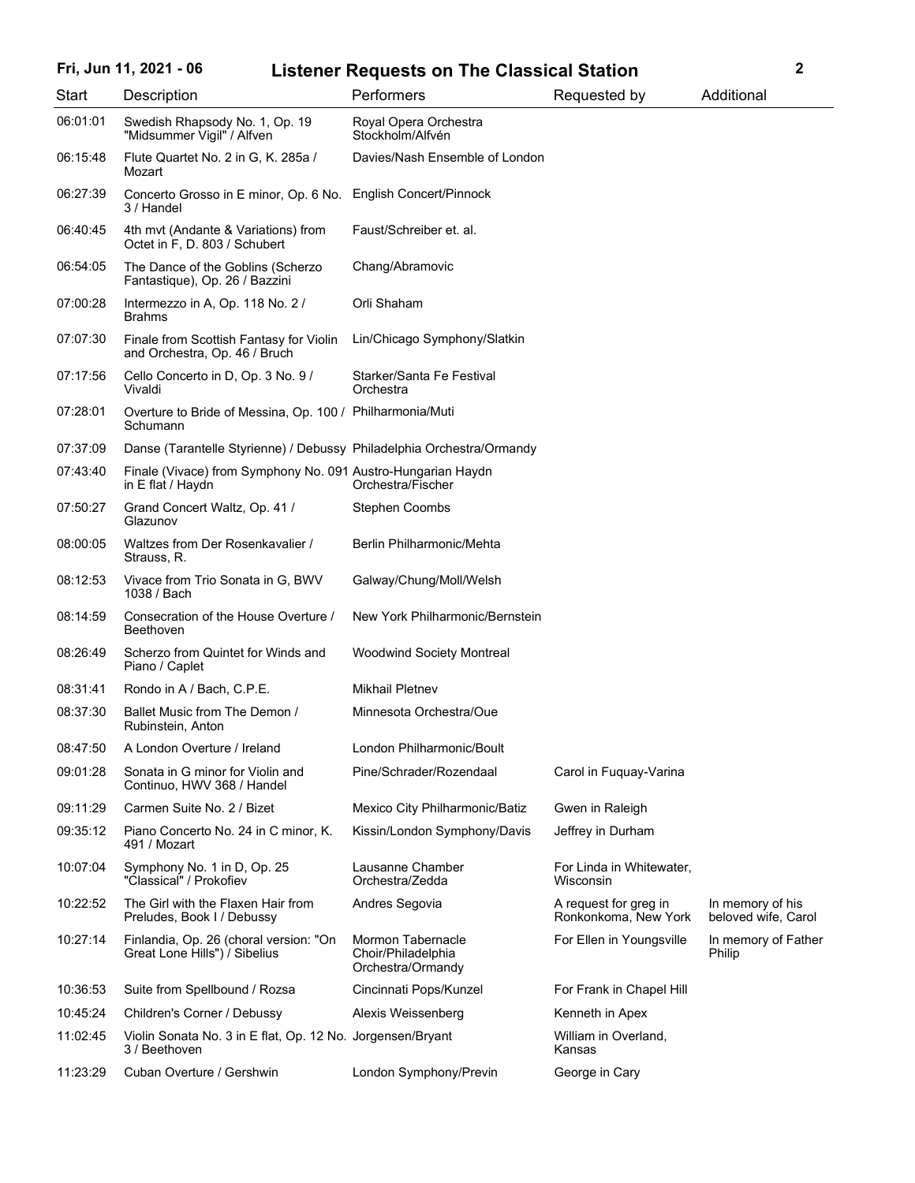# Listener Requests on The Classical Station

Fri, Jun 11, 2021 - 06

| Start | Description | Performers | Requested by | Additional |
|---|---|---|---|---|
| 06:01:01 | Swedish Rhapsody No. 1, Op. 19 "Midsummer Vigil" / Alfven | Royal Opera Orchestra Stockholm/Alfvén | | |
| 06:15:48 | Flute Quartet No. 2 in G, K. 285a / Mozart | Davies/Nash Ensemble of London | | |
| 06:27:39 | Concerto Grosso in E minor, Op. 6 No. 3 / Handel | English Concert/Pinnock | | |
| 06:40:45 | 4th mvt (Andante & Variations) from Octet in F, D. 803 / Schubert | Faust/Schreiber et. al. | | |
| 06:54:05 | The Dance of the Goblins (Scherzo Fantastique), Op. 26 / Bazzini | Chang/Abramovic | | |
| 07:00:28 | Intermezzo in A, Op. 118 No. 2 / Brahms | Orli Shaham | | |
| 07:07:30 | Finale from Scottish Fantasy for Violin and Orchestra, Op. 46 / Bruch | Lin/Chicago Symphony/Slatkin | | |
| 07:17:56 | Cello Concerto in D, Op. 3 No. 9 / Vivaldi | Starker/Santa Fe Festival Orchestra | | |
| 07:28:01 | Overture to Bride of Messina, Op. 100 / Schumann | Philharmonia/Muti | | |
| 07:37:09 | Danse (Tarantelle Styrienne) / Debussy | Philadelphia Orchestra/Ormandy | | |
| 07:43:40 | Finale (Vivace) from Symphony No. 091 in E flat / Haydn | Austro-Hungarian Haydn Orchestra/Fischer | | |
| 07:50:27 | Grand Concert Waltz, Op. 41 / Glazunov | Stephen Coombs | | |
| 08:00:05 | Waltzes from Der Rosenkavalier / Strauss, R. | Berlin Philharmonic/Mehta | | |
| 08:12:53 | Vivace from Trio Sonata in G, BWV 1038 / Bach | Galway/Chung/Moll/Welsh | | |
| 08:14:59 | Consecration of the House Overture / Beethoven | New York Philharmonic/Bernstein | | |
| 08:26:49 | Scherzo from Quintet for Winds and Piano / Caplet | Woodwind Society Montreal | | |
| 08:31:41 | Rondo in A / Bach, C.P.E. | Mikhail Pletnev | | |
| 08:37:30 | Ballet Music from The Demon / Rubinstein, Anton | Minnesota Orchestra/Oue | | |
| 08:47:50 | A London Overture / Ireland | London Philharmonic/Boult | | |
| 09:01:28 | Sonata in G minor for Violin and Continuo, HWV 368 / Handel | Pine/Schrader/Rozendaal | Carol in Fuquay-Varina | |
| 09:11:29 | Carmen Suite No. 2 / Bizet | Mexico City Philharmonic/Batiz | Gwen in Raleigh | |
| 09:35:12 | Piano Concerto No. 24 in C minor, K. 491 / Mozart | Kissin/London Symphony/Davis | Jeffrey in Durham | |
| 10:07:04 | Symphony No. 1 in D, Op. 25 "Classical" / Prokofiev | Lausanne Chamber Orchestra/Zedda | For Linda in Whitewater, Wisconsin | |
| 10:22:52 | The Girl with the Flaxen Hair from Preludes, Book I / Debussy | Andres Segovia | A request for greg in Ronkonkoma, New York | In memory of his beloved wife, Carol |
| 10:27:14 | Finlandia, Op. 26 (choral version: "On Great Lone Hills") / Sibelius | Mormon Tabernacle Choir/Philadelphia Orchestra/Ormandy | For Ellen in Youngsville | In memory of Father Philip |
| 10:36:53 | Suite from Spellbound / Rozsa | Cincinnati Pops/Kunzel | For Frank in Chapel Hill | |
| 10:45:24 | Children's Corner / Debussy | Alexis Weissenberg | Kenneth in Apex | |
| 11:02:45 | Violin Sonata No. 3 in E flat, Op. 12 No. 3 / Beethoven | Jorgensen/Bryant | William in Overland, Kansas | |
| 11:23:29 | Cuban Overture / Gershwin | London Symphony/Previn | George in Cary | |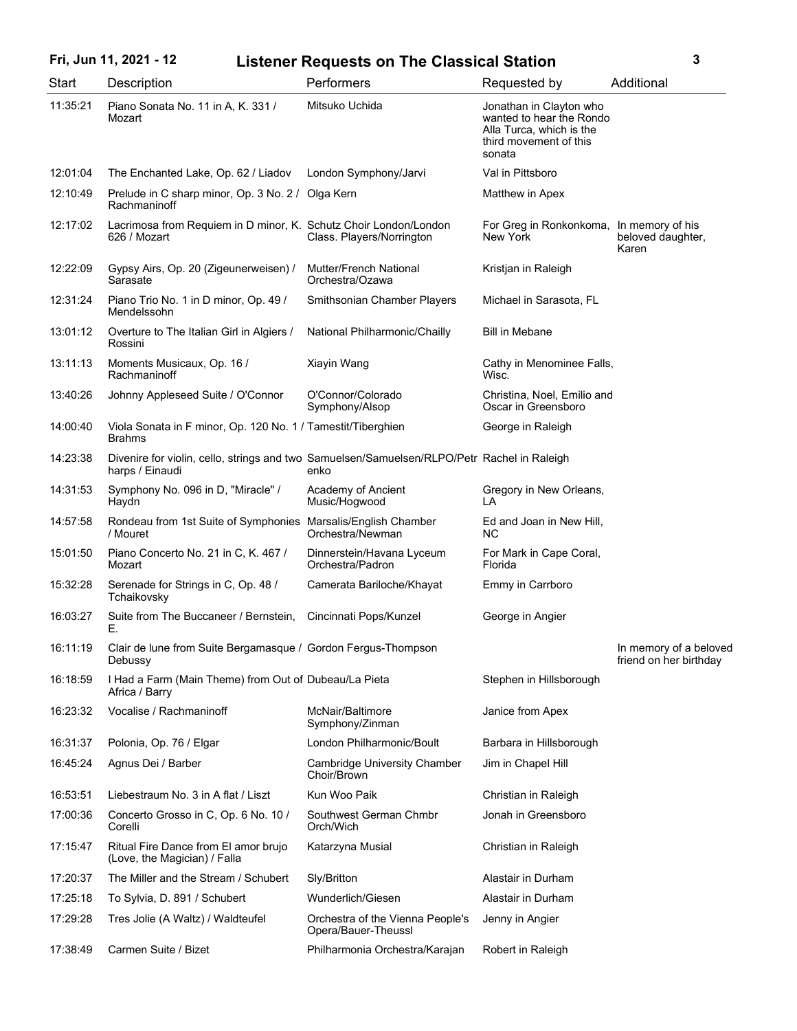| Start | Description | Performers | Requested by | Additional |
|---|---|---|---|---|
| 11:35:21 | Piano Sonata No. 11 in A, K. 331 / Mozart | Mitsuko Uchida | Jonathan in Clayton who wanted to hear the Rondo Alla Turca, which is the third movement of this sonata | |
| 12:01:04 | The Enchanted Lake, Op. 62 / Liadov | London Symphony/Jarvi | Val in Pittsboro | |
| 12:10:49 | Prelude in C sharp minor, Op. 3 No. 2 / Rachmaninoff | Olga Kern | Matthew in Apex | |
| 12:17:02 | Lacrimosa from Requiem in D minor, K. 626 / Mozart | Schutz Choir London/London Class. Players/Norrington | For Greg in Ronkonkoma, New York | In memory of his beloved daughter, Karen |
| 12:22:09 | Gypsy Airs, Op. 20 (Zigeunerweisen) / Sarasate | Mutter/French National Orchestra/Ozawa | Kristjan in Raleigh | |
| 12:31:24 | Piano Trio No. 1 in D minor, Op. 49 / Mendelssohn | Smithsonian Chamber Players | Michael in Sarasota, FL | |
| 13:01:12 | Overture to The Italian Girl in Algiers / Rossini | National Philharmonic/Chailly | Bill in Mebane | |
| 13:11:13 | Moments Musicaux, Op. 16 / Rachmaninoff | Xiayin Wang | Cathy in Menominee Falls, Wisc. | |
| 13:40:26 | Johnny Appleseed Suite / O'Connor | O'Connor/Colorado Symphony/Alsop | Christina, Noel, Emilio and Oscar in Greensboro | |
| 14:00:40 | Viola Sonata in F minor, Op. 120 No. 1 / Brahms | Tamestit/Tiberghien | George in Raleigh | |
| 14:23:38 | Divenire for violin, cello, strings and two harps / Einaudi | Samuelsen/Samuelsen/RLPO/Petrenko | Rachel in Raleigh | |
| 14:31:53 | Symphony No. 096 in D, "Miracle" / Haydn | Academy of Ancient Music/Hogwood | Gregory in New Orleans, LA | |
| 14:57:58 | Rondeau from 1st Suite of Symphonies / Mouret | Marsalis/English Chamber Orchestra/Newman | Ed and Joan in New Hill, NC | |
| 15:01:50 | Piano Concerto No. 21 in C, K. 467 / Mozart | Dinnerstein/Havana Lyceum Orchestra/Padron | For Mark in Cape Coral, Florida | |
| 15:32:28 | Serenade for Strings in C, Op. 48 / Tchaikovsky | Camerata Bariloche/Khayat | Emmy in Carrboro | |
| 16:03:27 | Suite from The Buccaneer / Bernstein, E. | Cincinnati Pops/Kunzel | George in Angier | |
| 16:11:19 | Clair de lune from Suite Bergamasque / Debussy | Gordon Fergus-Thompson | | In memory of a beloved friend on her birthday |
| 16:18:59 | I Had a Farm (Main Theme) from Out of Africa / Barry | Dubeau/La Pieta | Stephen in Hillsborough | |
| 16:23:32 | Vocalise / Rachmaninoff | McNair/Baltimore Symphony/Zinman | Janice from Apex | |
| 16:31:37 | Polonia, Op. 76 / Elgar | London Philharmonic/Boult | Barbara in Hillsborough | |
| 16:45:24 | Agnus Dei / Barber | Cambridge University Chamber Choir/Brown | Jim in Chapel Hill | |
| 16:53:51 | Liebestraum No. 3 in A flat / Liszt | Kun Woo Paik | Christian in Raleigh | |
| 17:00:36 | Concerto Grosso in C, Op. 6 No. 10 / Corelli | Southwest German Chmbr Orch/Wich | Jonah in Greensboro | |
| 17:15:47 | Ritual Fire Dance from El amor brujo (Love, the Magician) / Falla | Katarzyna Musial | Christian in Raleigh | |
| 17:20:37 | The Miller and the Stream / Schubert | Sly/Britton | Alastair in Durham | |
| 17:25:18 | To Sylvia, D. 891 / Schubert | Wunderlich/Giesen | Alastair in Durham | |
| 17:29:28 | Tres Jolie (A Waltz) / Waldteufel | Orchestra of the Vienna People's Opera/Bauer-Theussl | Jenny in Angier | |
| 17:38:49 | Carmen Suite / Bizet | Philharmonia Orchestra/Karajan | Robert in Raleigh | |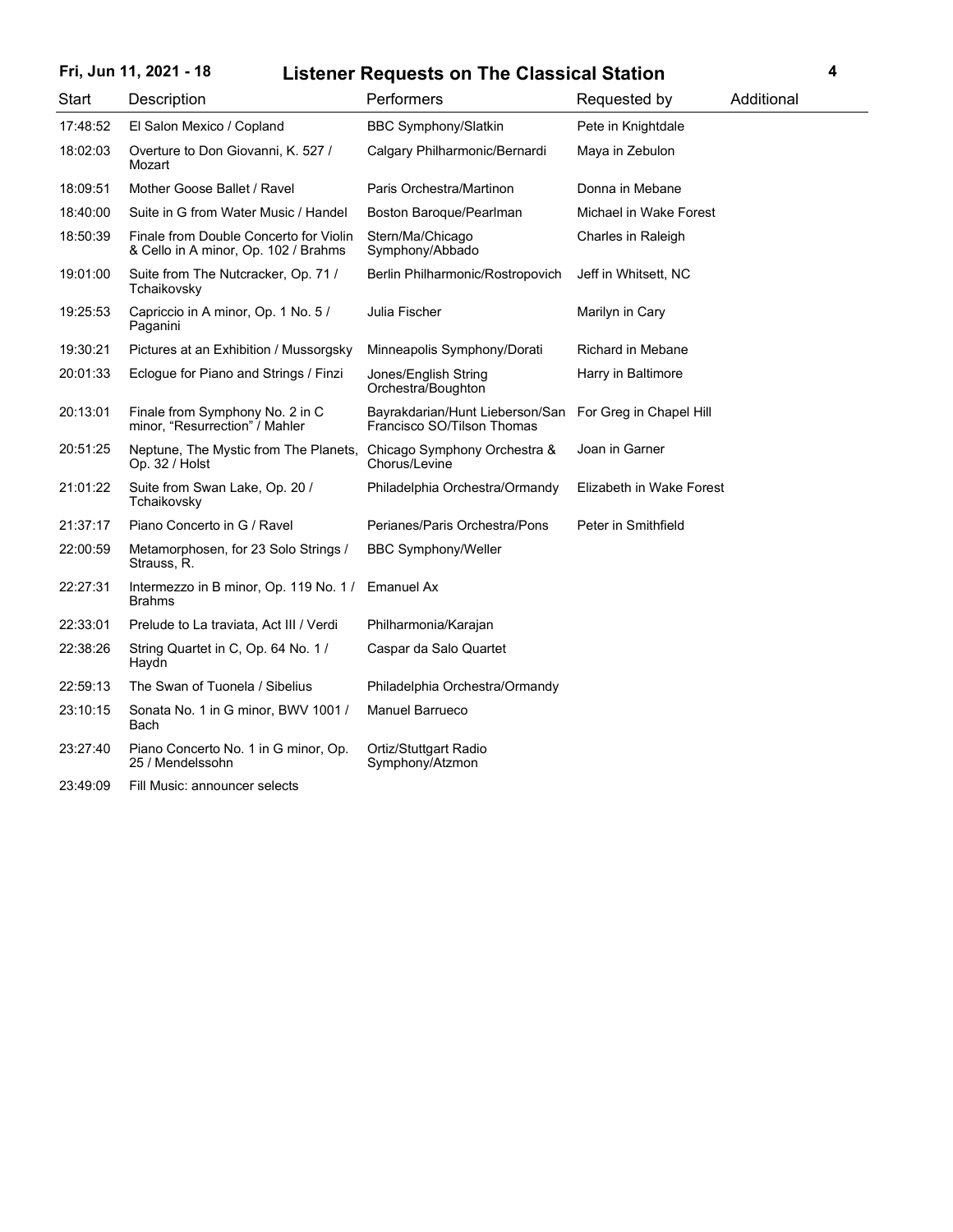# Listener Requests on The Classical Station

Fri, Jun 11, 2021 - 18

| Start | Description | Performers | Requested by | Additional |
|---|---|---|---|---|
| 17:48:52 | El Salon Mexico / Copland | BBC Symphony/Slatkin | Pete in Knightdale | |
| 18:02:03 | Overture to Don Giovanni, K. 527 / Mozart | Calgary Philharmonic/Bernardi | Maya in Zebulon | |
| 18:09:51 | Mother Goose Ballet / Ravel | Paris Orchestra/Martinon | Donna in Mebane | |
| 18:40:00 | Suite in G from Water Music / Handel | Boston Baroque/Pearlman | Michael in Wake Forest | |
| 18:50:39 | Finale from Double Concerto for Violin & Cello in A minor, Op. 102 / Brahms | Stern/Ma/Chicago Symphony/Abbado | Charles in Raleigh | |
| 19:01:00 | Suite from The Nutcracker, Op. 71 / Tchaikovsky | Berlin Philharmonic/Rostropovich | Jeff in Whitsett, NC | |
| 19:25:53 | Capriccio in A minor, Op. 1 No. 5 / Paganini | Julia Fischer | Marilyn in Cary | |
| 19:30:21 | Pictures at an Exhibition / Mussorgsky | Minneapolis Symphony/Dorati | Richard in Mebane | |
| 20:01:33 | Eclogue for Piano and Strings / Finzi | Jones/English String Orchestra/Boughton | Harry in Baltimore | |
| 20:13:01 | Finale from Symphony No. 2 in C minor, "Resurrection" / Mahler | Bayrakdarian/Hunt Lieberson/San Francisco SO/Tilson Thomas | For Greg in Chapel Hill | |
| 20:51:25 | Neptune, The Mystic from The Planets, Op. 32 / Holst | Chicago Symphony Orchestra & Chorus/Levine | Joan in Garner | |
| 21:01:22 | Suite from Swan Lake, Op. 20 / Tchaikovsky | Philadelphia Orchestra/Ormandy | Elizabeth in Wake Forest | |
| 21:37:17 | Piano Concerto in G / Ravel | Perianes/Paris Orchestra/Pons | Peter in Smithfield | |
| 22:00:59 | Metamorphosen, for 23 Solo Strings / Strauss, R. | BBC Symphony/Weller | | |
| 22:27:31 | Intermezzo in B minor, Op. 119 No. 1 / Brahms | Emanuel Ax | | |
| 22:33:01 | Prelude to La traviata, Act III / Verdi | Philharmonia/Karajan | | |
| 22:38:26 | String Quartet in C, Op. 64 No. 1 / Haydn | Caspar da Salo Quartet | | |
| 22:59:13 | The Swan of Tuonela / Sibelius | Philadelphia Orchestra/Ormandy | | |
| 23:10:15 | Sonata No. 1 in G minor, BWV 1001 / Bach | Manuel Barrueco | | |
| 23:27:40 | Piano Concerto No. 1 in G minor, Op. 25 / Mendelssohn | Ortiz/Stuttgart Radio Symphony/Atzmon | | |
| 23:49:09 | Fill Music: announcer selects | | | |